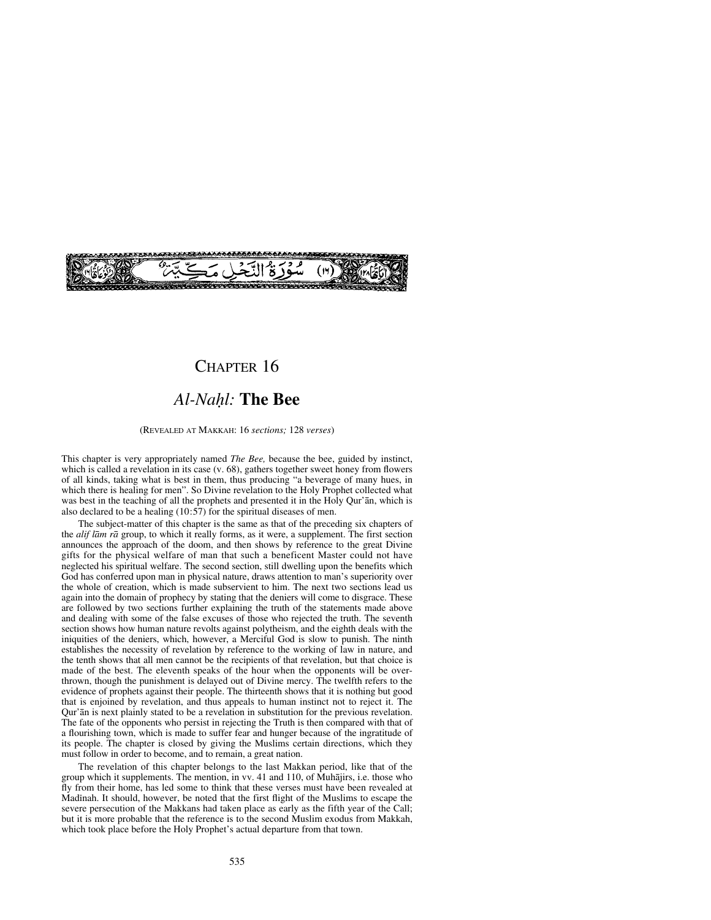سُوۡرَةُ النَّحۡلِ مَكِّيَّةٌ (١٦)

# Chapter 16

## *Al-Naḥl:* **The Bee**

(Revealed at Makkah: 16 *sections;* 128 *verses*)

This chapter is very appropriately named *The Bee,* because the bee, guided by instinct, which is called a revelation in its case (v. 68), gathers together sweet honey from flowers of all kinds, taking what is best in them, thus producing "a beverage of many hues, in which there is healing for men". So Divine revelation to the Holy Prophet collected what was best in the teaching of all the prophets and presented it in the Holy Qur'ān, which is also declared to be a healing (10:57) for the spiritual diseases of men.

The subject-matter of this chapter is the same as that of the preceding six chapters of the *alif lām rā* group, to which it really forms, as it were, a supplement. The first section announces the approach of the doom, and then shows by reference to the great Divine gifts for the physical welfare of man that such a beneficent Master could not have neglected his spiritual welfare. The second section, still dwelling upon the benefits which God has conferred upon man in physical nature, draws attention to man's superiority over the whole of creation, which is made subservient to him. The next two sections lead us again into the domain of prophecy by stating that the deniers will come to disgrace. These are followed by two sections further explaining the truth of the statements made above and dealing with some of the false excuses of those who rejected the truth. The seventh section shows how human nature revolts against polytheism, and the eighth deals with the iniquities of the deniers, which, however, a Merciful God is slow to punish. The ninth establishes the necessity of revelation by reference to the working of law in nature, and the tenth shows that all men cannot be the recipients of that revelation, but that choice is made of the best. The eleventh speaks of the hour when the opponents will be overthrown, though the punishment is delayed out of Divine mercy. The twelfth refers to the evidence of prophets against their people. The thirteenth shows that it is nothing but good that is enjoined by revelation, and thus appeals to human instinct not to reject it. The Qur'ān is next plainly stated to be a revelation in substitution for the previous revelation. The fate of the opponents who persist in rejecting the Truth is then compared with that of a flourishing town, which is made to suffer fear and hunger because of the ingratitude of its people. The chapter is closed by giving the Muslims certain directions, which they must follow in order to become, and to remain, a great nation.

The revelation of this chapter belongs to the last Makkan period, like that of the group which it supplements. The mention, in vv. 41 and 110, of Muhājirs, i.e. those who fly from their home, has led some to think that these verses must have been revealed at Madīnah. It should, however, be noted that the first flight of the Muslims to escape the severe persecution of the Makkans had taken place as early as the fifth year of the Call; but it is more probable that the reference is to the second Muslim exodus from Makkah, which took place before the Holy Prophet's actual departure from that town.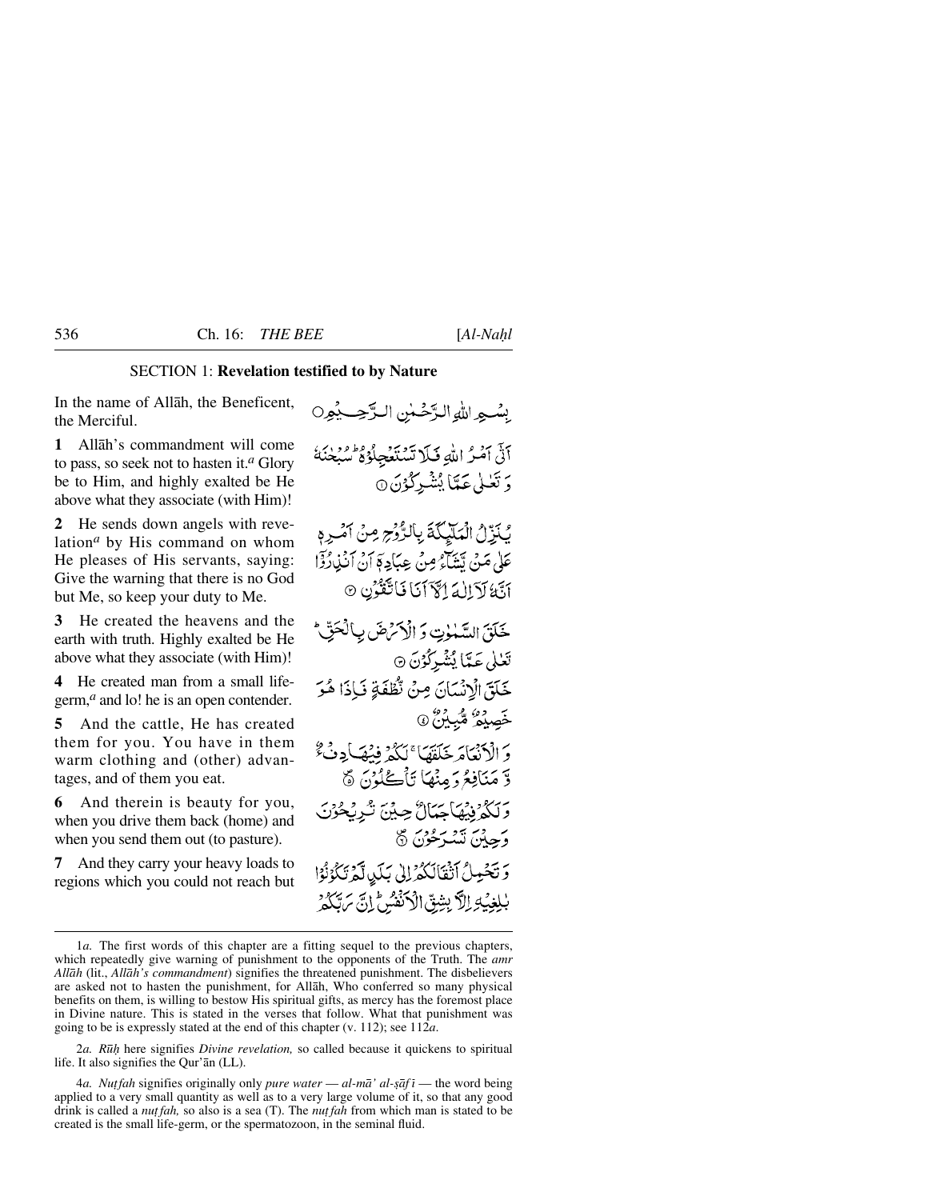## SECTION 1: **Revelation testified to by Nature**

In the name of Allāh, the Beneficent, the Merciful.

بِسۡمِ اللّٰہِ الرَّحۡمٰنِ الرَّحِیۡمِ

**1** Allāh's commandment will come to pass, so seek not to hasten it.[a] Glory be to Him, and highly exalted be He above what they associate (with Him)!

اَتٰۤی اَمۡرُ اللّٰہِ فَلَا تَسۡتَعۡجِلُوۡہُ ؕ سُبۡحٰنَہٗ وَ تَعٰلٰی عَمَّا یُشۡرِکُوۡنَ ۝

**2** He sends down angels with revelation[a] by His command on whom He pleases of His servants, saying: Give the warning that there is no God but Me, so keep your duty to Me.

یُنَزِّلُ الۡمَلٰٓئِکَۃَ بِالرُّوۡحِ مِنۡ اَمۡرِہٖ عَلٰی مَنۡ یَّشَآءُ مِنۡ عِبَادِہٖۤ اَنۡ اَنۡذِرُوۡۤا اَنَّہٗ لَاۤ اِلٰہَ اِلَّاۤ اَنَا فَاتَّقُوۡنِ ۝

**3** He created the heavens and the earth with truth. Highly exalted be He above what they associate (with Him)!

خَلَقَ السَّمٰوٰتِ وَ الۡاَرۡضَ بِالۡحَقِّ ؕ تَعٰلٰی عَمَّا یُشۡرِکُوۡنَ ۝

**4** He created man from a small life-germ,[a] and lo! he is an open contender.

خَلَقَ الۡاِنۡسَانَ مِنۡ نُّطۡفَۃٍ فَاِذَا ہُوَ خَصِیۡمٌ مُّبِیۡنٌ ۝

**5** And the cattle, He has created them for you. You have in them warm clothing and (other) advantages, and of them you eat.

وَ الۡاَنۡعَامَ خَلَقَہَا ۚ لَکُمۡ فِیۡہَا دِفۡءٌ وَّ مَنَافِعُ وَ مِنۡہَا تَاۡکُلُوۡنَ ۝

**6** And therein is beauty for you, when you drive them back (home) and when you send them out (to pasture).

وَ لَکُمۡ فِیۡہَا جَمَالٌ حِیۡنَ تُرِیۡحُوۡنَ وَ حِیۡنَ تَسۡرَحُوۡنَ ۝

**7** And they carry your heavy loads to regions which you could not reach but

وَ تَحۡمِلُ اَثۡقَالَکُمۡ اِلٰی بَلَدٍ لَّمۡ تَکُوۡنُوۡا بٰلِغِیۡہِ اِلَّا بِشِقِّ الۡاَنۡفُسِ ؕ اِنَّ رَبَّکُمۡ

---

1*a*. The first words of this chapter are a fitting sequel to the previous chapters, which repeatedly give warning of punishment to the opponents of the Truth. The *amr Allāh* (lit., *Allāh's commandment*) signifies the threatened punishment. The disbelievers are asked not to hasten the punishment, for Allāh, Who conferred so many physical benefits on them, is willing to bestow His spiritual gifts, as mercy has the foremost place in Divine nature. This is stated in the verses that follow. What that punishment was going to be is expressly stated at the end of this chapter (v. 112); see 112*a*.

2*a*. *Rūḥ* here signifies *Divine revelation,* so called because it quickens to spiritual life. It also signifies the Qur'ān (LL).

4*a*. *Nuṭfah* signifies originally only *pure water* — *al-mā' al-ṣāfī* — the word being applied to a very small quantity as well as to a very large volume of it, so that any good drink is called a *nuṭfah,* so also is a sea (T). The *nuṭfah* from which man is stated to be created is the small life-germ, or the spermatozoon, in the seminal fluid.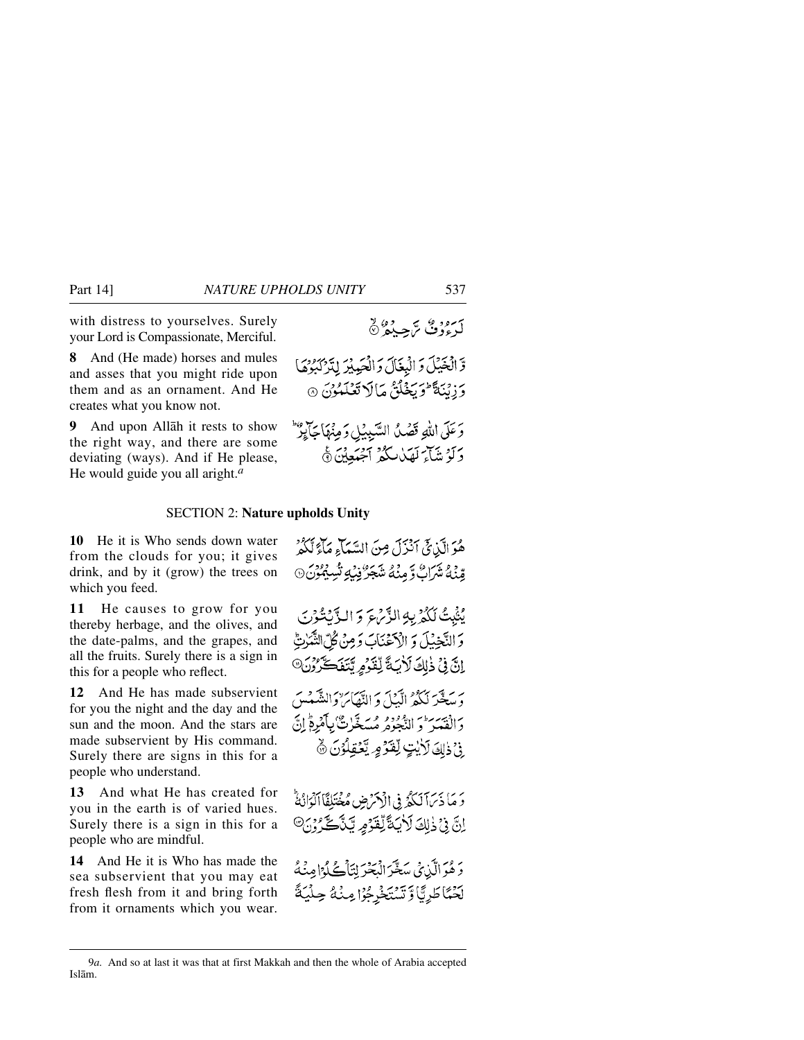with distress to yourselves. Surely your Lord is Compassionate, Merciful.

لَرَءُوْفٌ رَّحِيْمٌ ۝

**8** And (He made) horses and mules and asses that you might ride upon them and as an ornament. And He creates what you know not.

وَّالْخَيْلَ وَالْبِغَالَ وَالْحَمِيْرَ لِتَرْكَبُوْهَا وَزِيْنَةً ۭ وَيَخْلُقُ مَا لَا تَعْلَمُوْنَ ۝

**9** And upon Allāh it rests to show the right way, and there are some deviating (ways). And if He please, He would guide you all aright.[a]

وَعَلَى اللّٰهِ قَصْدُ السَّبِيْلِ وَمِنْهَا جَاۗىِٕرٌ ۭ وَلَوْ شَاۗءَ لَهَدٰىكُمْ اَجْمَعِيْنَ ۝

## SECTION 2: **Nature upholds Unity**

**10** He it is Who sends down water from the clouds for you; it gives drink, and by it (grow) the trees on which you feed.

هُوَ الَّذِيْٓ اَنْزَلَ مِنَ السَّمَاۗءِ مَاۗءً لَّكُمْ مِّنْهُ شَرَابٌ وَّمِنْهُ شَجَرٌ فِيْهِ تُسِيْمُوْنَ ۝

**11** He causes to grow for you thereby herbage, and the olives, and the date-palms, and the grapes, and all the fruits. Surely there is a sign in this for a people who reflect.

يُنْۢبِتُ لَكُمْ بِهِ الزَّرْعَ وَالزَّيْتُوْنَ وَالنَّخِيْلَ وَالْاَعْنَابَ وَمِنْ كُلِّ الثَّمَرٰتِ ۭ اِنَّ فِيْ ذٰلِكَ لَاٰيَةً لِّقَوْمٍ يَّتَفَكَّرُوْنَ ۝

**12** And He has made subservient for you the night and the day and the sun and the moon. And the stars are made subservient by His command. Surely there are signs in this for a people who understand.

وَسَخَّرَ لَكُمُ الَّيْلَ وَالنَّهَارَ ۙ وَالشَّمْسَ وَالْقَمَرَ ۭ وَالنُّجُوْمُ مُسَخَّرٰتٌۢ بِاَمْرِهٖ ۭ اِنَّ فِيْ ذٰلِكَ لَاٰيٰتٍ لِّقَوْمٍ يَّعْقِلُوْنَ ۝

**13** And what He has created for you in the earth is of varied hues. Surely there is a sign in this for a people who are mindful.

وَمَا ذَرَاَ لَكُمْ فِي الْاَرْضِ مُخْتَلِفًا اَلْوَانُهٗ ۭ اِنَّ فِيْ ذٰلِكَ لَاٰيَةً لِّقَوْمٍ يَّذَّكَّرُوْنَ ۝

**14** And He it is Who has made the sea subservient that you may eat fresh flesh from it and bring forth from it ornaments which you wear.

وَهُوَ الَّذِيْ سَخَّرَ الْبَحْرَ لِتَاْكُلُوْا مِنْهُ لَحْمًا طَرِيًّا وَّتَسْتَخْرِجُوْا مِنْهُ حِلْيَةً

---

9*a*. And so at last it was that at first Makkah and then the whole of Arabia accepted Islām.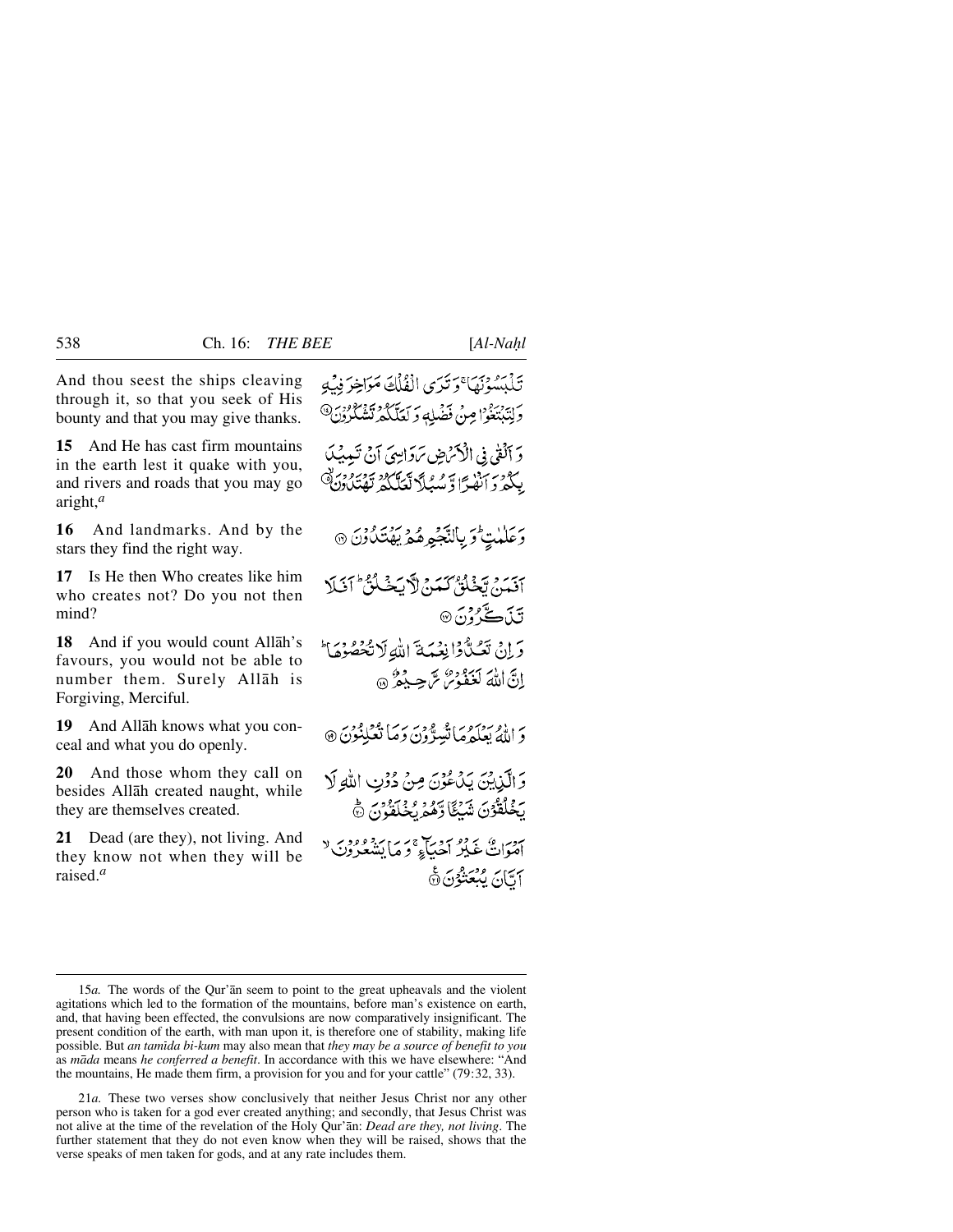And thou seest the ships cleaving through it, so that you seek of His bounty and that you may give thanks.

تَلْبَسُوْنَهَا ۚ وَتَرَى الْفُلْكَ مَوَاخِرَ فِيْهِ وَلِتَبْتَغُوْا مِنْ فَضْلِهٖ وَلَعَلَّكُمْ تَشْكُرُوْنَ ﴿۱۴﴾

**15** And He has cast firm mountains in the earth lest it quake with you, and rivers and roads that you may go aright,[a]

وَاَلْقٰى فِي الْاَرْضِ رَوَاسِيَ اَنْ تَمِيْدَ بِكُمْ وَاَنْهٰرًا وَّسُبُلًا لَّعَلَّكُمْ تَهْتَدُوْنَ ﴿۱۵﴾

**16** And landmarks. And by the stars they find the right way.

وَعَلٰمٰتٍ ؕ وَبِالنَّجْمِ هُمْ يَهْتَدُوْنَ ﴿۱۶﴾

**17** Is He then Who creates like him who creates not? Do you not then mind?

اَفَمَنْ يَّخْلُقُ كَمَنْ لَّا يَخْلُقُ ؕ اَفَلَا تَذَكَّرُوْنَ ﴿۱۷﴾

**18** And if you would count Allāh's favours, you would not be able to number them. Surely Allāh is Forgiving, Merciful.

وَاِنْ تَعُدُّوْا نِعْمَةَ اللّٰهِ لَا تُحْصُوْهَا ؕ اِنَّ اللّٰهَ لَغَفُوْرٌ رَّحِيْمٌ ﴿۱۸﴾

**19** And Allāh knows what you conceal and what you do openly.

وَاللّٰهُ يَعْلَمُ مَا تُسِرُّوْنَ وَمَا تُعْلِنُوْنَ ﴿۱۹﴾

**20** And those whom they call on besides Allāh created naught, while they are themselves created.

وَالَّذِيْنَ يَدْعُوْنَ مِنْ دُوْنِ اللّٰهِ لَا يَخْلُقُوْنَ شَيْـًٔا وَّهُمْ يُخْلَقُوْنَ ﴿۲۰﴾

**21** Dead (are they), not living. And they know not when they will be raised.[a]

اَمْوَاتٌ غَيْرُ اَحْيَآءٍ ۚ وَمَا يَشْعُرُوْنَ ۙ اَيَّانَ يُبْعَثُوْنَ ﴿۲۱﴾

---

15*a.* The words of the Qur'ān seem to point to the great upheavals and the violent agitations which led to the formation of the mountains, before man's existence on earth, and, that having been effected, the convulsions are now comparatively insignificant. The present condition of the earth, with man upon it, is therefore one of stability, making life possible. But *an tamīda bi-kum* may also mean that *they may be a source of benefit to you* as *māda* means *he conferred a benefit*. In accordance with this we have elsewhere: "And the mountains, He made them firm, a provision for you and for your cattle" (79:32, 33).

21*a.* These two verses show conclusively that neither Jesus Christ nor any other person who is taken for a god ever created anything; and secondly, that Jesus Christ was not alive at the time of the revelation of the Holy Qur'ān: *Dead are they, not living*. The further statement that they do not even know when they will be raised, shows that the verse speaks of men taken for gods, and at any rate includes them.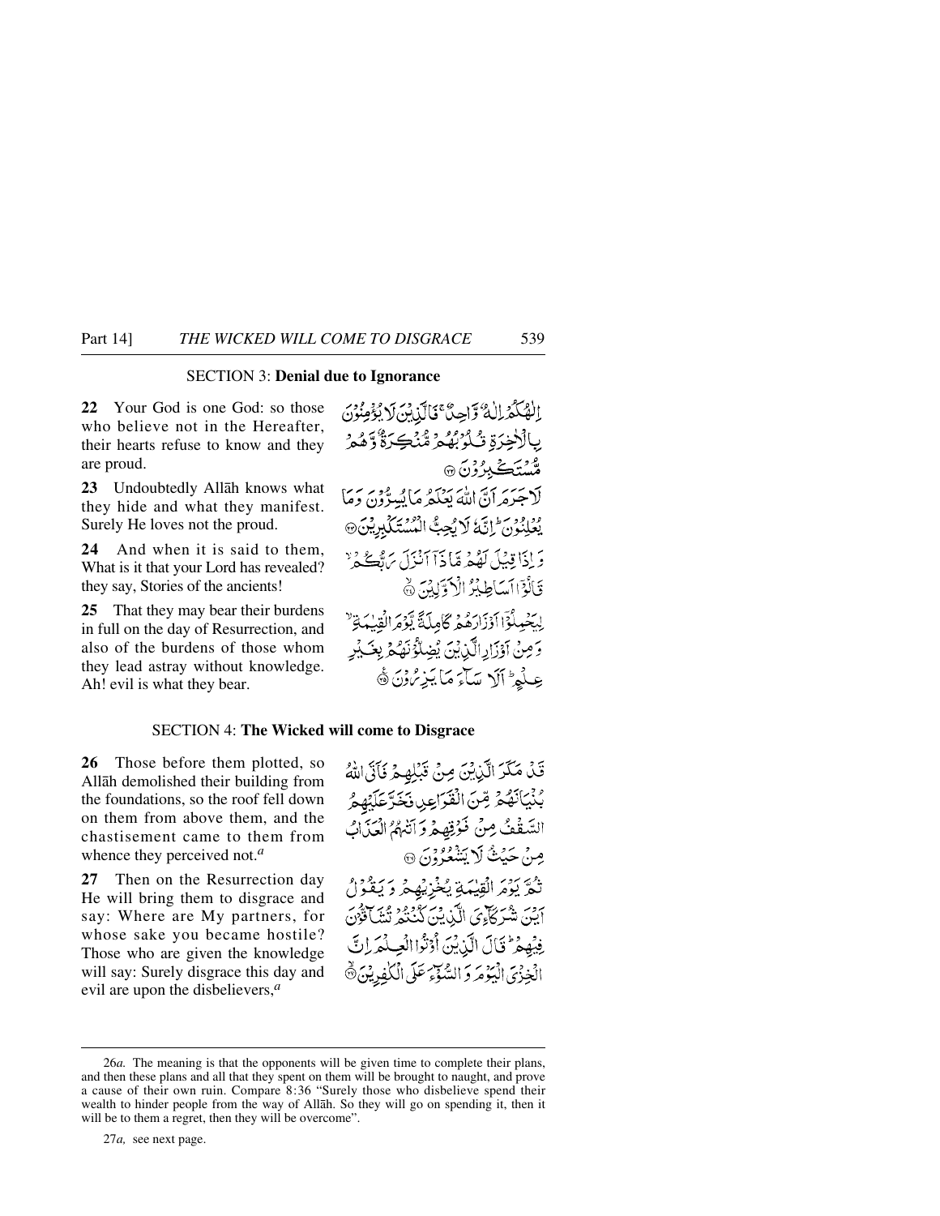## SECTION 3: **Denial due to Ignorance**

**22** Your God is one God: so those who believe not in the Hereafter, their hearts refuse to know and they are proud.

إِلٰهُكُمْ إِلٰهٌ وَّاحِدٌ ۚ فَالَّذِيْنَ لَا يُؤْمِنُوْنَ بِالْاٰخِرَةِ قُلُوْبُهُمْ مُّنْكِرَةٌ وَّهُمْ مُّسْتَكْبِرُوْنَ ﴿۲۲﴾

**23** Undoubtedly Allāh knows what they hide and what they manifest. Surely He loves not the proud.

لَا جَرَمَ أَنَّ اللّٰهَ يَعْلَمُ مَا يُسِرُّوْنَ وَمَا يُعْلِنُوْنَ ۭ إِنَّهٗ لَا يُحِبُّ الْمُسْتَكْبِرِيْنَ ﴿۲۳﴾

**24** And when it is said to them, What is it that your Lord has revealed? they say, Stories of the ancients!

وَإِذَا قِيْلَ لَهُمْ مَّاذَآ أَنْزَلَ رَبُّكُمْ ۙ قَالُوْٓا أَسَاطِيْرُ الْأَوَّلِيْنَ ﴿۲۴﴾

**25** That they may bear their burdens in full on the day of Resurrection, and also of the burdens of those whom they lead astray without knowledge. Ah! evil is what they bear.

لِيَحْمِلُوْٓا أَوْزَارَهُمْ كَامِلَةً يَّوْمَ الْقِيٰمَةِ ۙ وَمِنْ أَوْزَارِ الَّذِيْنَ يُضِلُّوْنَهُمْ بِغَيْرِ عِلْمٍ ۭ أَلَا سَآءَ مَا يَزِرُوْنَ ﴿۲۵﴾

## SECTION 4: **The Wicked will come to Disgrace**

**26** Those before them plotted, so Allāh demolished their building from the foundations, so the roof fell down on them from above them, and the chastisement came to them from whence they perceived not.[a]

قَدْ مَكَرَ الَّذِيْنَ مِنْ قَبْلِهِمْ فَأَتَى اللّٰهُ بُنْيَانَهُمْ مِّنَ الْقَوَاعِدِ فَخَرَّ عَلَيْهِمُ السَّقْفُ مِنْ فَوْقِهِمْ وَأَتٰىهُمُ الْعَذَابُ مِنْ حَيْثُ لَا يَشْعُرُوْنَ ﴿۲۶﴾

**27** Then on the Resurrection day He will bring them to disgrace and say: Where are My partners, for whose sake you became hostile? Those who are given the knowledge will say: Surely disgrace this day and evil are upon the disbelievers,[a]

ثُمَّ يَوْمَ الْقِيٰمَةِ يُخْزِيْهِمْ وَيَقُوْلُ أَيْنَ شُرَكَآءِيَ الَّذِيْنَ كُنْتُمْ تُشَآقُّوْنَ فِيْهِمْ ۭ قَالَ الَّذِيْنَ أُوْتُوا الْعِلْمَ إِنَّ الْخِزْيَ الْيَوْمَ وَالسُّوْٓءَ عَلَى الْكٰفِرِيْنَ ﴿۲۷﴾

---

26*a.* The meaning is that the opponents will be given time to complete their plans, and then these plans and all that they spent on them will be brought to naught, and prove a cause of their own ruin. Compare 8:36 "Surely those who disbelieve spend their wealth to hinder people from the way of Allāh. So they will go on spending it, then it will be to them a regret, then they will be overcome".

27*a,* see next page.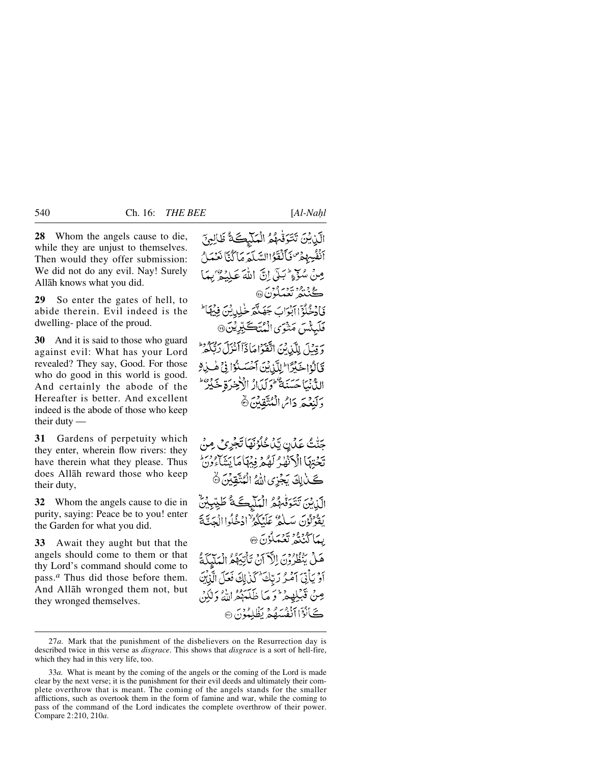**28** Whom the angels cause to die, while they are unjust to themselves. Then would they offer submission: We did not do any evil. Nay! Surely Allāh knows what you did.

الَّذِيْنَ تَتَوَفّٰهُمُ الْمَلٰٓئِكَةُ ظَالِمِيْٓ اَنْفُسِهِمْ فَاَلْقَوُا السَّلَمَ مَا كُنَّا نَعْمَلُ مِنْ سُوْٓءٍ ؕ بَلٰٓى اِنَّ اللّٰهَ عَلِيْمٌۢ بِمَا كُنْتُمْ تَعْمَلُوْنَ ۝

**29** So enter the gates of hell, to abide therein. Evil indeed is the dwelling- place of the proud.

فَادْخُلُوْٓا اَبْوَابَ جَهَنَّمَ خٰلِدِيْنَ فِيْهَا ؕ فَلَبِئْسَ مَثْوَى الْمُتَكَبِّرِيْنَ ۝

**30** And it is said to those who guard against evil: What has your Lord revealed? They say, Good. For those who do good in this world is good. And certainly the abode of the Hereafter is better. And excellent indeed is the abode of those who keep their duty —

وَقِيْلَ لِلَّذِيْنَ اتَّقَوْا مَاذَآ اَنْزَلَ رَبُّكُمْ ؕ قَالُوْا خَيْرًا ؕ لِلَّذِيْنَ اَحْسَنُوْا فِيْ هٰذِهِ الدُّنْيَا حَسَنَةٌ ؕ وَلَدَارُ الْاٰخِرَةِ خَيْرٌ ؕ وَلَنِعْمَ دَارُ الْمُتَّقِيْنَ ۝

**31** Gardens of perpetuity which they enter, wherein flow rivers: they have therein what they please. Thus does Allāh reward those who keep their duty,

جَنّٰتُ عَدْنٍ يَّدْخُلُوْنَهَا تَجْرِيْ مِنْ تَحْتِهَا الْاَنْهٰرُ لَهُمْ فِيْهَا مَا يَشَآءُوْنَ ؕ كَذٰلِكَ يَجْزِي اللّٰهُ الْمُتَّقِيْنَ ۝

**32** Whom the angels cause to die in purity, saying: Peace be to you! enter the Garden for what you did.

الَّذِيْنَ تَتَوَفّٰهُمُ الْمَلٰٓئِكَةُ طَيِّبِيْنَ ۙ يَقُوْلُوْنَ سَلٰمٌ عَلَيْكُمُ ۙ ادْخُلُوا الْجَنَّةَ بِمَا كُنْتُمْ تَعْمَلُوْنَ ۝

**33** Await they aught but that the angels should come to them or that thy Lord's command should come to pass.[a] Thus did those before them. And Allāh wronged them not, but they wronged themselves.

هَلْ يَنْظُرُوْنَ اِلَّآ اَنْ تَاْتِيَهُمُ الْمَلٰٓئِكَةُ اَوْ يَاْتِيَ اَمْرُ رَبِّكَ ؕ كَذٰلِكَ فَعَلَ الَّذِيْنَ مِنْ قَبْلِهِمْ ؕ وَمَا ظَلَمَهُمُ اللّٰهُ وَلٰكِنْ كَانُوْٓا اَنْفُسَهُمْ يَظْلِمُوْنَ ۝

---

27*a.* Mark that the punishment of the disbelievers on the Resurrection day is described twice in this verse as *disgrace*. This shows that *disgrace* is a sort of hell-fire, which they had in this very life, too.

33*a.* What is meant by the coming of the angels or the coming of the Lord is made clear by the next verse; it is the punishment for their evil deeds and ultimately their complete overthrow that is meant. The coming of the angels stands for the smaller afflictions, such as overtook them in the form of famine and war, while the coming to pass of the command of the Lord indicates the complete overthrow of their power. Compare 2:210, 210*a*.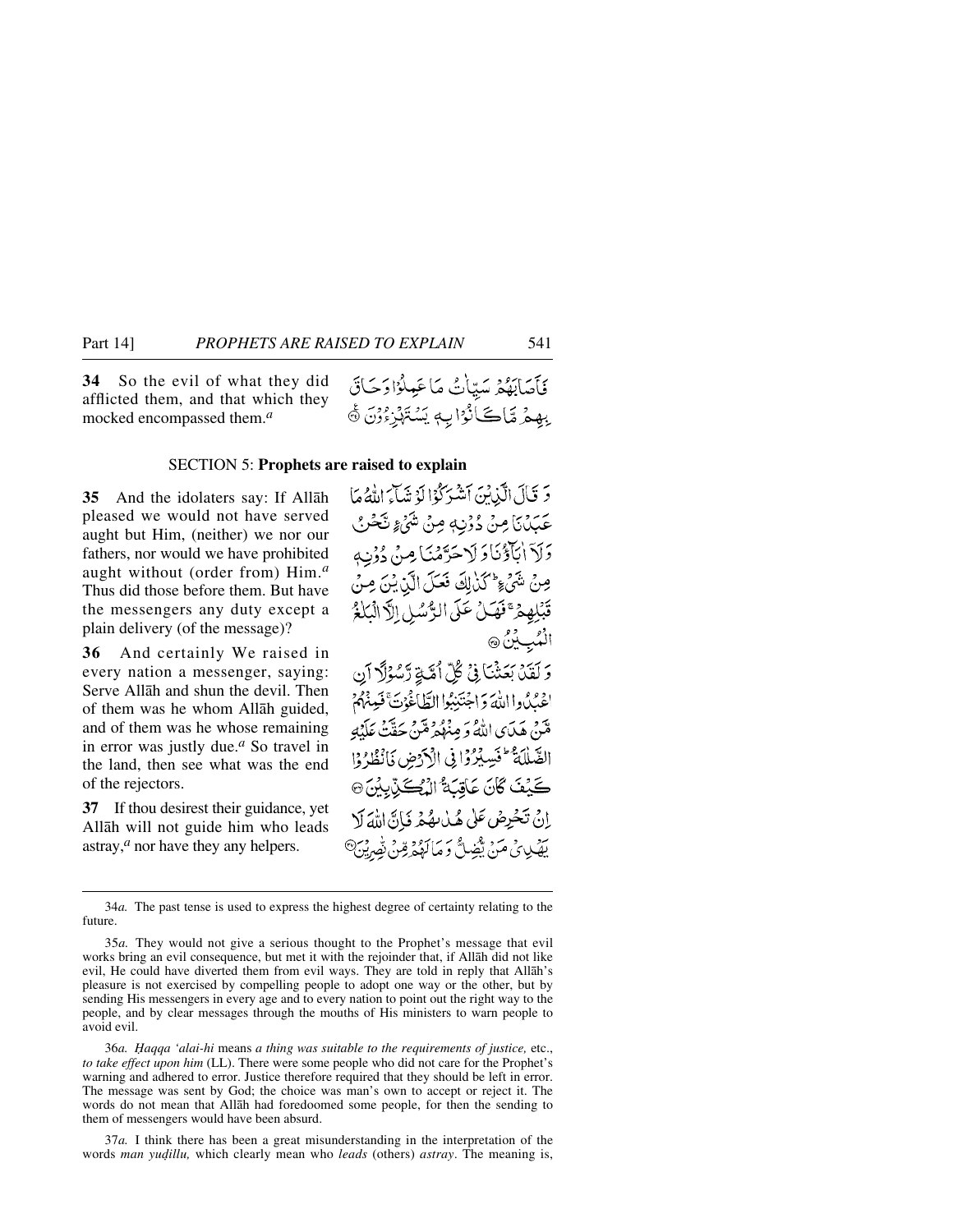**34** So the evil of what they did afflicted them, and that which they mocked encompassed them.[a]

فَاَصَابَهُمْ سَيِّاٰتُ مَا عَمِلُوْا وَحَاقَ بِهِمْ مَّا كَانُوْا بِهٖ يَسْتَهْزِءُوْنَ ۟

## SECTION 5: Prophets are raised to explain

**35** And the idolaters say: If Allāh pleased we would not have served aught but Him, (neither) we nor our fathers, nor would we have prohibited aught without (order from) Him.[a] Thus did those before them. But have the messengers any duty except a plain delivery (of the message)?

وَقَالَ الَّذِيْنَ اَشْرَكُوْا لَوْ شَآءَ اللّٰهُ مَا عَبَدْنَا مِنْ دُوْنِهٖ مِنْ شَيْءٍ نَّحْنُ وَلَاۤ اٰبَآؤُنَا وَلَا حَرَّمْنَا مِنْ دُوْنِهٖ مِنْ شَيْءٍ ؕ كَذٰلِكَ فَعَلَ الَّذِيْنَ مِنْ قَبْلِهِمْ ۚ فَهَلْ عَلَى الرُّسُلِ اِلَّا الْبَلٰغُ الْمُبِيْنُ ۟

**36** And certainly We raised in every nation a messenger, saying: Serve Allāh and shun the devil. Then of them was he whom Allāh guided, and of them was he whose remaining in error was justly due.[a] So travel in the land, then see what was the end of the rejectors.

وَلَقَدْ بَعَثْنَا فِيْ كُلِّ اُمَّةٍ رَّسُوْلًا اَنِ اعْبُدُوا اللّٰهَ وَاجْتَنِبُوا الطَّاغُوْتَ ۚ فَمِنْهُمْ مَّنْ هَدَى اللّٰهُ وَمِنْهُمْ مَّنْ حَقَّتْ عَلَيْهِ الضَّلٰلَةُ ؕ فَسِيْرُوْا فِي الْاَرْضِ فَانْظُرُوْا كَيْفَ كَانَ عَاقِبَةُ الْمُكَذِّبِيْنَ ۟

**37** If thou desirest their guidance, yet Allāh will not guide him who leads astray,[a] nor have they any helpers.

اِنْ تَحْرِصْ عَلٰى هُدٰىهُمْ فَاِنَّ اللّٰهَ لَا يَهْدِيْ مَنْ يُّضِلُّ وَمَا لَهُمْ مِّنْ نّٰصِرِيْنَ ۟

---

34*a.* The past tense is used to express the highest degree of certainty relating to the future.

35*a.* They would not give a serious thought to the Prophet's message that evil works bring an evil consequence, but met it with the rejoinder that, if Allāh did not like evil, He could have diverted them from evil ways. They are told in reply that Allāh's pleasure is not exercised by compelling people to adopt one way or the other, but by sending His messengers in every age and to every nation to point out the right way to the people, and by clear messages through the mouths of His ministers to warn people to avoid evil.

36*a.* *Ḥaqqa 'alai-hi* means *a thing was suitable to the requirements of justice,* etc., *to take effect upon him* (LL). There were some people who did not care for the Prophet's warning and adhered to error. Justice therefore required that they should be left in error. The message was sent by God; the choice was man's own to accept or reject it. The words do not mean that Allāh had foredoomed some people, for then the sending to them of messengers would have been absurd.

37*a.* I think there has been a great misunderstanding in the interpretation of the words *man yuḍillu,* which clearly mean who *leads* (others) *astray*. The meaning is,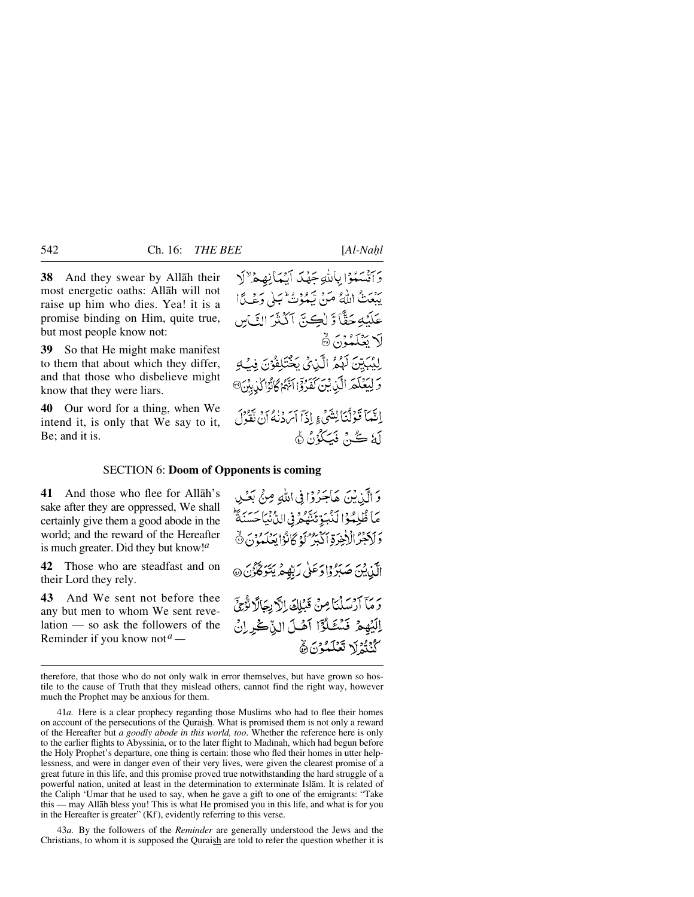**38** And they swear by Allāh their most energetic oaths: Allāh will not raise up him who dies. Yea! it is a promise binding on Him, quite true, but most people know not:

وَ اَقۡسَمُوۡا بِاللّٰہِ جَہۡدَ اَیۡمَانِہِمۡ ۙ لَا یَبۡعَثُ اللّٰہُ مَنۡ یَّمُوۡتُ ؕ بَلٰی وَعۡدًا عَلَیۡہِ حَقًّا وَّ لٰکِنَّ اَکۡثَرَ النَّاسِ لَا یَعۡلَمُوۡنَ ﴿ۙ۳۸﴾

**39** So that He might make manifest to them that about which they differ, and that those who disbelieve might know that they were liars.

لِیُبَیِّنَ لَہُمُ الَّذِیۡ یَخۡتَلِفُوۡنَ فِیۡہِ وَ لِیَعۡلَمَ الَّذِیۡنَ کَفَرُوۡۤا اَنَّہُمۡ کَانُوۡا کٰذِبِیۡنَ ﴿۳۹﴾

**40** Our word for a thing, when We intend it, is only that We say to it, Be; and it is.

اِنَّمَا قَوۡلُنَا لِشَیۡءٍ اِذَاۤ اَرَدۡنٰہُ اَنۡ نَّقُوۡلَ لَہٗ کُنۡ فَیَکُوۡنُ ﴿۴۰﴾

## SECTION 6: Doom of Opponents is coming

**41** And those who flee for Allāh's sake after they are oppressed, We shall certainly give them a good abode in the world; and the reward of the Hereafter is much greater. Did they but know![a]

وَ الَّذِیۡنَ ہَاجَرُوۡا فِی اللّٰہِ مِنۡۢ بَعۡدِ مَا ظُلِمُوۡا لَنُبَوِّئَنَّہُمۡ فِی الدُّنۡیَا حَسَنَۃً ؕ وَ لَاَجۡرُ الۡاٰخِرَۃِ اَکۡبَرُ ۘ لَوۡ کَانُوۡا یَعۡلَمُوۡنَ ﴿ۙ۴۱﴾

**42** Those who are steadfast and on their Lord they rely.

الَّذِیۡنَ صَبَرُوۡا وَ عَلٰی رَبِّہِمۡ یَتَوَکَّلُوۡنَ ﴿۴۲﴾

**43** And We sent not before thee any but men to whom We sent revelation — so ask the followers of the Reminder if you know not[a] —

وَ مَاۤ اَرۡسَلۡنَا مِنۡ قَبۡلِکَ اِلَّا رِجَالًا نُّوۡحِیۡۤ اِلَیۡہِمۡ فَسۡـَٔلُوۡۤا اَہۡلَ الذِّکۡرِ اِنۡ کُنۡتُمۡ لَا تَعۡلَمُوۡنَ ﴿ۙ۴۳﴾

---

therefore, that those who do not only walk in error themselves, but have grown so hostile to the cause of Truth that they mislead others, cannot find the right way, however much the Prophet may be anxious for them.

41*a.* Here is a clear prophecy regarding those Muslims who had to flee their homes on account of the persecutions of the Quraish. What is promised them is not only a reward of the Hereafter but *a goodly abode in this world, too*. Whether the reference here is only to the earlier flights to Abyssinia, or to the later flight to Madīnah, which had begun before the Holy Prophet's departure, one thing is certain: those who fled their homes in utter helplessness, and were in danger even of their very lives, were given the clearest promise of a great future in this life, and this promise proved true notwithstanding the hard struggle of a powerful nation, united at least in the determination to exterminate Islām. It is related of the Caliph 'Umar that he used to say, when he gave a gift to one of the emigrants: "Take this — may Allāh bless you! This is what He promised you in this life, and what is for you in the Hereafter is greater" (Kf), evidently referring to this verse.

43*a.* By the followers of the *Reminder* are generally understood the Jews and the Christians, to whom it is supposed the Quraish are told to refer the question whether it is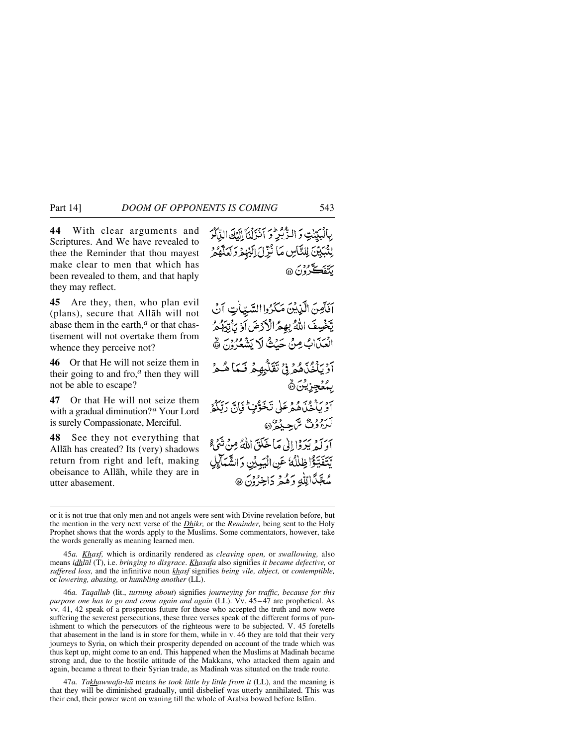**44** With clear arguments and Scriptures. And We have revealed to thee the Reminder that thou mayest make clear to men that which has been revealed to them, and that haply they may reflect.

بِالْبَيِّنٰتِ وَ الزُّبُرِ ؕ وَ اَنْزَلْنَاۤ اِلَیْکَ الذِّکْرَ لِتُبَیِّنَ لِلنَّاسِ مَا نُزِّلَ اِلَیْہِمْ وَ لَعَلَّہُمْ یَتَفَکَّرُوْنَ ﴿۴۴﴾

**45** Are they, then, who plan evil (plans), secure that Allāh will not abase them in the earth,[a] or that chastisement will not overtake them from whence they perceive not?

اَفَاَمِنَ الَّذِیْنَ مَکَرُوا السَّیِّاٰتِ اَنْ یَّخْسِفَ اللّٰہُ بِہِمُ الْاَرْضَ اَوْ یَاْتِیَہُمُ الْعَذَابُ مِنْ حَیْثُ لَا یَشْعُرُوْنَ ﴿ۙ۴۵﴾

**46** Or that He will not seize them in their going to and fro,[a] then they will not be able to escape?

اَوْ یَاْخُذَہُمْ فِیْ تَقَلُّبِہِمْ فَمَا ہُمْ بِمُعْجِزِیْنَ ﴿ۙ۴۶﴾

**47** Or that He will not seize them with a gradual diminution?[a] Your Lord is surely Compassionate, Merciful.

اَوْ یَاْخُذَہُمْ عَلٰی تَخَوُّفٍ ؕ فَاِنَّ رَبَّکُمْ لَرَءُوْفٌ رَّحِیْمٌ ﴿۴۷﴾

**48** See they not everything that Allāh has created? Its (very) shadows return from right and left, making obeisance to Allāh, while they are in utter abasement.

اَوَ لَمْ یَرَوْا اِلٰی مَا خَلَقَ اللّٰہُ مِنْ شَیْءٍ یَّتَفَیَّؤُا ظِلٰلُہٗ عَنِ الْیَمِیْنِ وَ الشَّمَآئِلِ سُجَّدًا لِّلّٰہِ وَ ہُمْ دٰخِرُوْنَ ﴿۴۸﴾

---

or it is not true that only men and not angels were sent with Divine revelation before, but the mention in the very next verse of the *Dhikr,* or the *Reminder,* being sent to the Holy Prophet shows that the words apply to the Muslims. Some commentators, however, take the words generally as meaning learned men.

45*a.* *Khasf,* which is ordinarily rendered as *cleaving open,* or *swallowing,* also means *idhlāl* (T), i.e. *bringing to disgrace*. *Khasafa* also signifies *it became defective,* or *suffered loss,* and the infinitive noun *khasf* signifies *being vile, abject,* or *contemptible,* or *lowering, abasing,* or *humbling another* (LL).

46*a.* *Taqallub* (lit., *turning about*) signifies *journeying for traffic, because for this purpose one has to go and come again and again* (LL). Vv. 45–47 are prophetical. As vv. 41, 42 speak of a prosperous future for those who accepted the truth and now were suffering the severest persecutions, these three verses speak of the different forms of punishment to which the persecutors of the righteous were to be subjected. V. 45 foretells that abasement in the land is in store for them, while in v. 46 they are told that their very journeys to Syria, on which their prosperity depended on account of the trade which was thus kept up, might come to an end. This happened when the Muslims at Madīnah became strong and, due to the hostile attitude of the Makkans, who attacked them again and again, became a threat to their Syrian trade, as Madīnah was situated on the trade route.

47*a.* *Takhawwafa-hū* means *he took little by little from it* (LL), and the meaning is that they will be diminished gradually, until disbelief was utterly annihilated. This was their end, their power went on waning till the whole of Arabia bowed before Islām.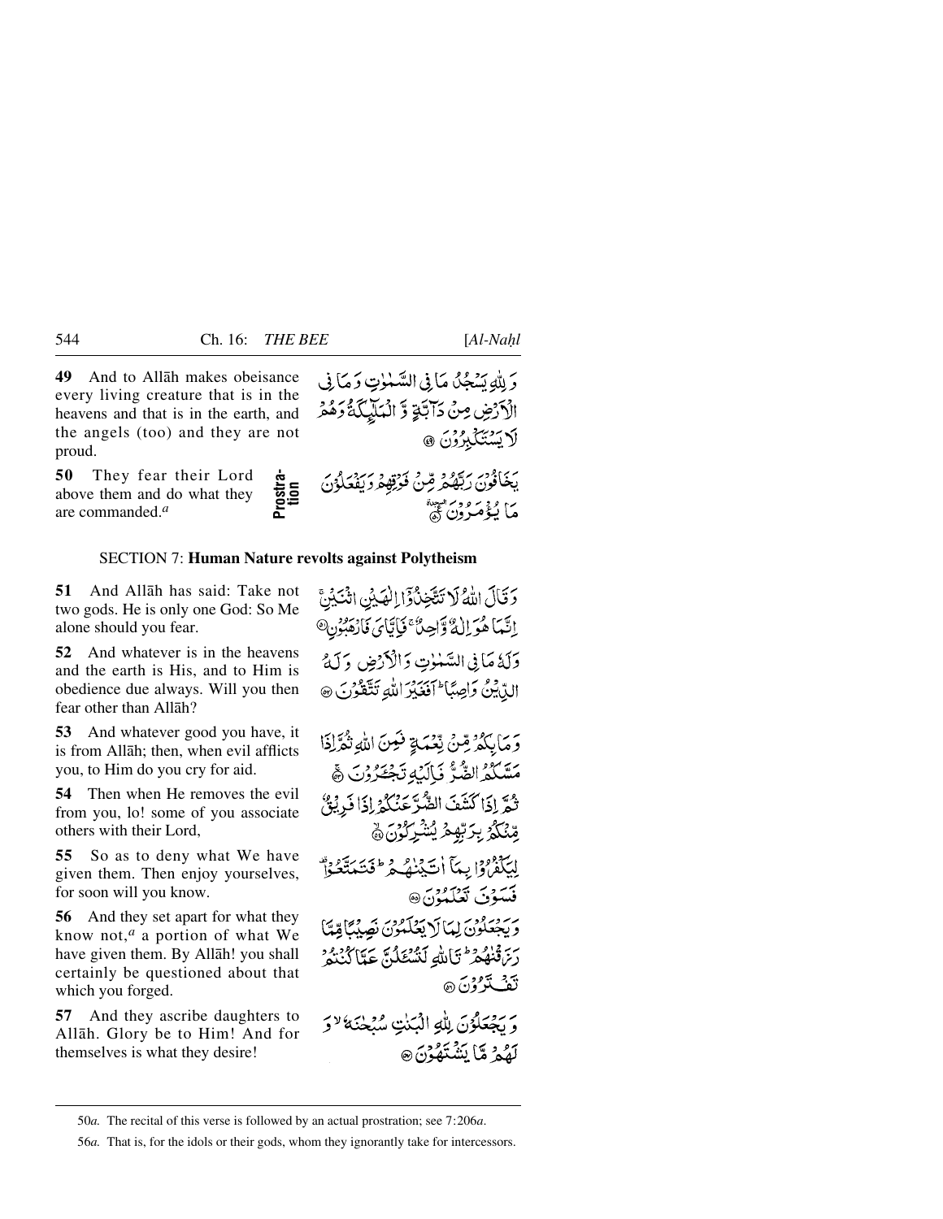**49** And to Allāh makes obeisance every living creature that is in the heavens and that is in the earth, and the angels (too) and they are not proud.

وَ لِلّٰهِ يَسۡجُدُ مَا فِی السَّمٰوٰتِ وَ مَا فِی الۡاَرۡضِ مِنۡ دَآبَّۃٍ وَّ الۡمَلٰٓئِکَۃُ وَ ہُمۡ لَا یَسۡتَکۡبِرُوۡنَ ﴿۴۹﴾

**50** They fear their Lord above them and do what they are commanded.[a] *Prostration*

یَخَافُوۡنَ رَبَّہُمۡ مِّنۡ فَوۡقِہِمۡ وَ یَفۡعَلُوۡنَ مَا یُؤۡمَرُوۡنَ ﴿ؑ۵۰﴾

## SECTION 7: **Human Nature revolts against Polytheism**

**51** And Allāh has said: Take not two gods. He is only one God: So Me alone should you fear.

وَ قَالَ اللّٰہُ لَا تَتَّخِذُوۡۤا اِلٰـہَیۡنِ اثۡنَیۡنِ ۚ اِنَّمَا ہُوَ اِلٰہٌ وَّاحِدٌ ۚ فَاِیَّایَ فَارۡہَبُوۡنِ ﴿۵۱﴾

**52** And whatever is in the heavens and the earth is His, and to Him is obedience due always. Will you then fear other than Allāh?

وَ لَہٗ مَا فِی السَّمٰوٰتِ وَ الۡاَرۡضِ وَ لَہُ الدِّیۡنُ وَاصِبًا ؕ اَفَغَیۡرَ اللّٰہِ تَتَّقُوۡنَ ﴿۵۲﴾

**53** And whatever good you have, it is from Allāh; then, when evil afflicts you, to Him do you cry for aid.

وَ مَا بِکُمۡ مِّنۡ نِّعۡمَۃٍ فَمِنَ اللّٰہِ ثُمَّ اِذَا مَسَّکُمُ الضُّرُّ فَاِلَیۡہِ تَجۡـَٔرُوۡنَ ﴿ۚ۵۳﴾

**54** Then when He removes the evil from you, lo! some of you associate others with their Lord,

ثُمَّ اِذَا کَشَفَ الضُّرَّ عَنۡکُمۡ اِذَا فَرِیۡقٌ مِّنۡکُمۡ بِرَبِّہِمۡ یُشۡرِکُوۡنَ ﴿ۙ۵۴﴾

**55** So as to deny what We have given them. Then enjoy yourselves, for soon will you know.

لِیَکۡفُرُوۡا بِمَاۤ اٰتَیۡنٰہُمۡ ؕ فَتَمَتَّعُوۡا ٝ فَسَوۡفَ تَعۡلَمُوۡنَ ﴿۵۵﴾

**56** And they set apart for what they know not,[a] a portion of what We have given them. By Allāh! you shall certainly be questioned about that which you forged.

وَ یَجۡعَلُوۡنَ لِمَا لَا یَعۡلَمُوۡنَ نَصِیۡبًا مِّمَّا رَزَقۡنٰہُمۡ ؕ تَاللّٰہِ لَتُسۡـَٔلُنَّ عَمَّا کُنۡتُمۡ تَفۡتَرُوۡنَ ﴿۵۶﴾

**57** And they ascribe daughters to Allāh. Glory be to Him! And for themselves is what they desire!

وَ یَجۡعَلُوۡنَ لِلّٰہِ الۡبَنٰتِ سُبۡحٰنَہٗ ۙ وَ لَہُمۡ مَّا یَشۡتَہُوۡنَ ﴿۵۷﴾

---

50*a.* The recital of this verse is followed by an actual prostration; see 7:206*a*.

56*a.* That is, for the idols or their gods, whom they ignorantly take for intercessors.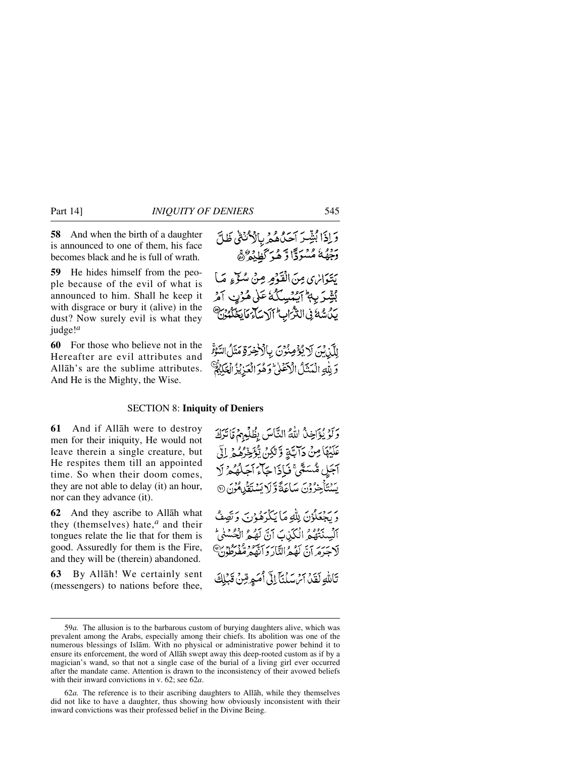**58** And when the birth of a daughter is announced to one of them, his face becomes black and he is full of wrath.

وَ اِذَا بُشِّرَ اَحَدُهُمْ بِالْاُنْثٰى ظَلَّ وَجْهُهٗ مُسْوَدًّا وَّ هُوَ كَظِيْمٌ ﴿۵۸﴾

**59** He hides himself from the people because of the evil of what is announced to him. Shall he keep it with disgrace or bury it (alive) in the dust? Now surely evil is what they judge![a]

يَتَوَارٰى مِنَ الْقَوْمِ مِنْ سُوْٓءِ مَا بُشِّرَ بِهٖ ؕ اَيُمْسِكُهٗ عَلٰى هُوْنٍ اَمْ يَدُسُّهٗ فِى التُّرَابِ ؕ اَلَا سَآءَ مَا يَحْكُمُوْنَ ﴿۵۹﴾

**60** For those who believe not in the Hereafter are evil attributes and Allāh's are the sublime attributes. And He is the Mighty, the Wise.

لِلَّذِيْنَ لَا يُؤْمِنُوْنَ بِالْاٰخِرَةِ مَثَلُ السَّوْءِ ۚ وَ لِلّٰهِ الْمَثَلُ الْاَعْلٰى ؕ وَ هُوَ الْعَزِيْزُ الْحَكِيْمُ ﴿۶۰﴾

## SECTION 8: Iniquity of Deniers

**61** And if Allāh were to destroy men for their iniquity, He would not leave therein a single creature, but He respites them till an appointed time. So when their doom comes, they are not able to delay (it) an hour, nor can they advance (it).

وَ لَوْ يُؤَاخِذُ اللّٰهُ النَّاسَ بِظُلْمِهِمْ مَّا تَرَكَ عَلَيْهَا مِنْ دَآبَّةٍ وَّ لٰكِنْ يُّؤَخِّرُهُمْ اِلٰۤى اَجَلٍ مُّسَمًّى ۚ فَاِذَا جَآءَ اَجَلُهُمْ لَا يَسْتَاْخِرُوْنَ سَاعَةً وَّ لَا يَسْتَقْدِمُوْنَ ﴿۶۱﴾

**62** And they ascribe to Allāh what they (themselves) hate,[a] and their tongues relate the lie that for them is good. Assuredly for them is the Fire, and they will be (therein) abandoned.

وَ يَجْعَلُوْنَ لِلّٰهِ مَا يَكْرَهُوْنَ وَ تَصِفُ اَلْسِنَتُهُمُ الْكَذِبَ اَنَّ لَهُمُ الْحُسْنٰى ؕ لَا جَرَمَ اَنَّ لَهُمُ النَّارَ وَ اَنَّهُمْ مُّفْرَطُوْنَ ﴿۶۲﴾

**63** By Allāh! We certainly sent (messengers) to nations before thee,

تَاللّٰهِ لَقَدْ اَرْسَلْنَاۤ اِلٰۤى اُمَمٍ مِّنْ قَبْلِكَ

---

59*a.* The allusion is to the barbarous custom of burying daughters alive, which was prevalent among the Arabs, especially among their chiefs. Its abolition was one of the numerous blessings of Islām. With no physical or administrative power behind it to ensure its enforcement, the word of Allāh swept away this deep-rooted custom as if by a magician's wand, so that not a single case of the burial of a living girl ever occurred after the mandate came. Attention is drawn to the inconsistency of their avowed beliefs with their inward convictions in v. 62; see 62*a*.

62*a.* The reference is to their ascribing daughters to Allāh, while they themselves did not like to have a daughter, thus showing how obviously inconsistent with their inward convictions was their professed belief in the Divine Being.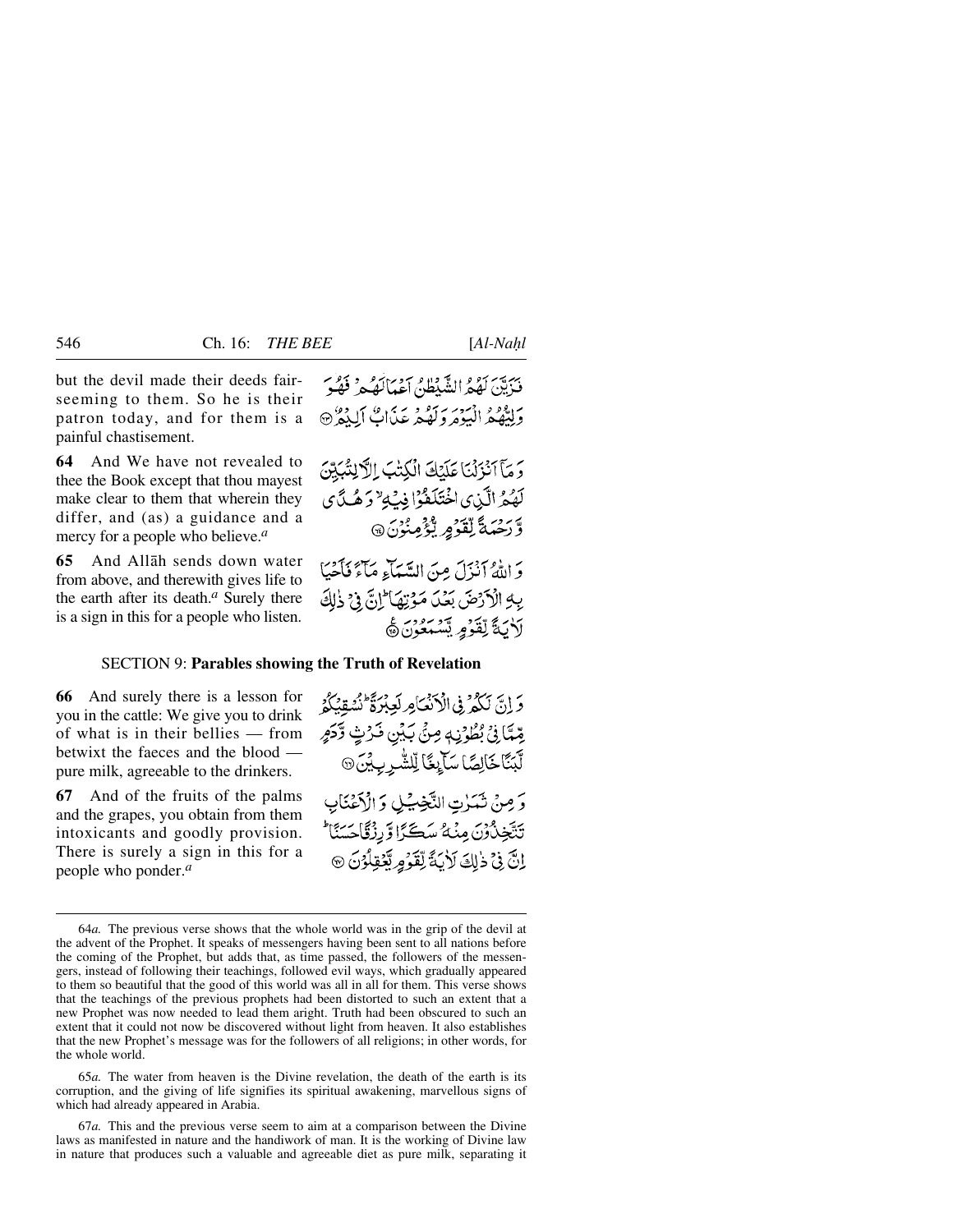but the devil made their deeds fair-seeming to them. So he is their patron today, and for them is a painful chastisement.

فَزَيَّنَ لَهُمُ الشَّيْطٰنُ اَعْمَالَهُمْ فَهُوَ وَلِيُّهُمُ الْيَوْمَ وَلَهُمْ عَذَابٌ اَلِيْمٌ ۝

**64** And We have not revealed to thee the Book except that thou mayest make clear to them that wherein they differ, and (as) a guidance and a mercy for a people who believe.[a]

وَمَآ اَنْزَلْنَا عَلَيْكَ الْكِتٰبَ اِلَّا لِتُبَيِّنَ لَهُمُ الَّذِى اخْتَلَفُوْا فِيْهِ ۙ وَهُدًى وَّرَحْمَةً لِّقَوْمٍ يُّؤْمِنُوْنَ ۝

**65** And Allāh sends down water from above, and therewith gives life to the earth after its death.[a] Surely there is a sign in this for a people who listen.

وَاللّٰهُ اَنْزَلَ مِنَ السَّمَآءِ مَآءً فَاَحْيَا بِهِ الْاَرْضَ بَعْدَ مَوْتِهَا ۭ اِنَّ فِىْ ذٰلِكَ لَاٰيَةً لِّقَوْمٍ يَّسْمَعُوْنَ ۝

## SECTION 9: **Parables showing the Truth of Revelation**

**66** And surely there is a lesson for you in the cattle: We give you to drink of what is in their bellies — from betwixt the faeces and the blood — pure milk, agreeable to the drinkers.

وَاِنَّ لَكُمْ فِى الْاَنْعَامِ لَعِبْرَةً ۭ نُسْقِيْكُمْ مِّمَّا فِىْ بُطُوْنِهٖ مِنْۢ بَيْنِ فَرْثٍ وَّدَمٍ لَّبَنًا خَالِصًا سَآئِغًا لِّلشّٰرِبِيْنَ ۝

**67** And of the fruits of the palms and the grapes, you obtain from them intoxicants and goodly provision. There is surely a sign in this for a people who ponder.[a]

وَمِنْ ثَمَرٰتِ النَّخِيْلِ وَالْاَعْنَابِ تَتَّخِذُوْنَ مِنْهُ سَكَرًا وَّرِزْقًا حَسَنًا ۭ اِنَّ فِىْ ذٰلِكَ لَاٰيَةً لِّقَوْمٍ يَّعْقِلُوْنَ ۝

---

64*a.* The previous verse shows that the whole world was in the grip of the devil at the advent of the Prophet. It speaks of messengers having been sent to all nations before the coming of the Prophet, but adds that, as time passed, the followers of the messengers, instead of following their teachings, followed evil ways, which gradually appeared to them so beautiful that the good of this world was all in all for them. This verse shows that the teachings of the previous prophets had been distorted to such an extent that a new Prophet was now needed to lead them aright. Truth had been obscured to such an extent that it could not now be discovered without light from heaven. It also establishes that the new Prophet's message was for the followers of all religions; in other words, for the whole world.

65*a.* The water from heaven is the Divine revelation, the death of the earth is its corruption, and the giving of life signifies its spiritual awakening, marvellous signs of which had already appeared in Arabia.

67*a.* This and the previous verse seem to aim at a comparison between the Divine laws as manifested in nature and the handiwork of man. It is the working of Divine law in nature that produces such a valuable and agreeable diet as pure milk, separating it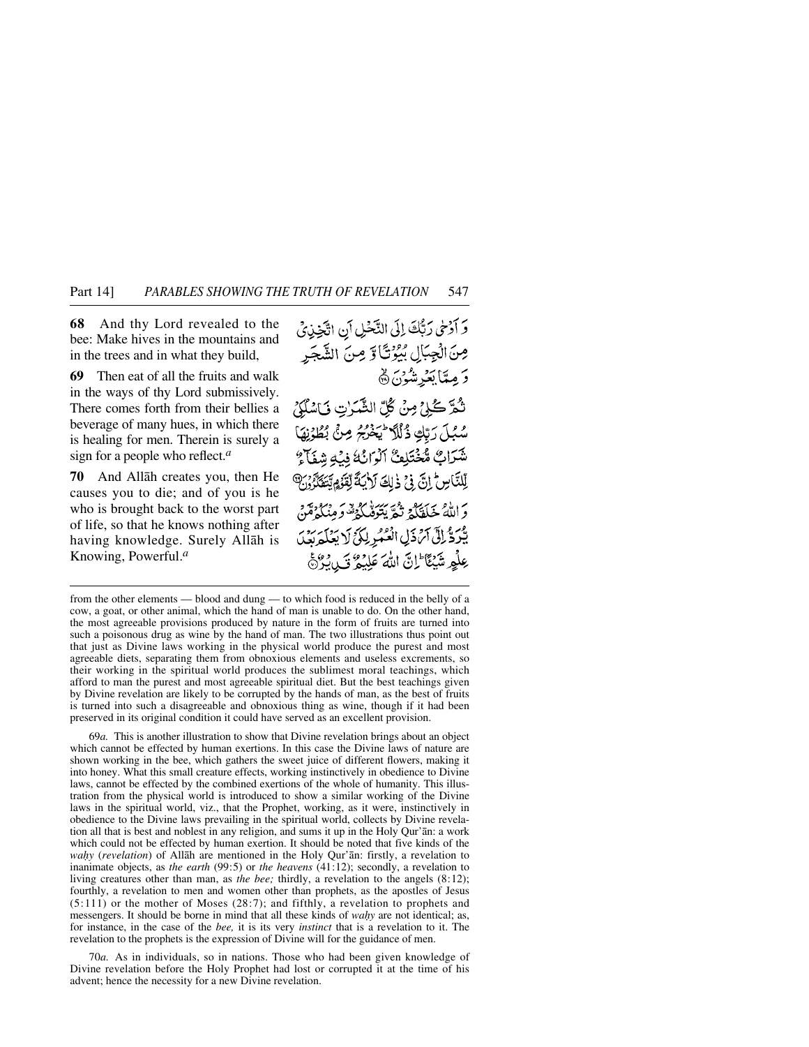**68** And thy Lord revealed to the bee: Make hives in the mountains and in the trees and in what they build,

وَ اَوۡحٰی رَبُّکَ اِلَی النَّحۡلِ اَنِ اتَّخِذِیۡ مِنَ الۡجِبَالِ بُیُوۡتًا وَّ مِنَ الشَّجَرِ وَ مِمَّا یَعۡرِشُوۡنَ ﴿۶۸﴾

**69** Then eat of all the fruits and walk in the ways of thy Lord submissively. There comes forth from their bellies a beverage of many hues, in which there is healing for men. Therein is surely a sign for a people who reflect.[a]

ثُمَّ کُلِیۡ مِنۡ کُلِّ الثَّمَرٰتِ فَاسۡلُکِیۡ سُبُلَ رَبِّکِ ذُلُلًا ؕ یَخۡرُجُ مِنۡۢ بُطُوۡنِہَا شَرَابٌ مُّخۡتَلِفٌ اَلۡوَانُہٗ فِیۡہِ شِفَآءٌ لِّلنَّاسِ ؕ اِنَّ فِیۡ ذٰلِکَ لَاٰیَۃً لِّقَوۡمٍ یَّتَفَکَّرُوۡنَ ﴿۶۹﴾

**70** And Allāh creates you, then He causes you to die; and of you is he who is brought back to the worst part of life, so that he knows nothing after having knowledge. Surely Allāh is Knowing, Powerful.[a]

وَ اللّٰہُ خَلَقَکُمۡ ثُمَّ یَتَوَفّٰىکُمۡ ۟ۙ وَ مِنۡکُمۡ مَّنۡ یُّرَدُّ اِلٰۤی اَرۡذَلِ الۡعُمُرِ لِکَیۡ لَا یَعۡلَمَ بَعۡدَ عِلۡمٍ شَیۡئًا ؕ اِنَّ اللّٰہَ عَلِیۡمٌ قَدِیۡرٌ ﴿۷۰﴾

---

from the other elements — blood and dung — to which food is reduced in the belly of a cow, a goat, or other animal, which the hand of man is unable to do. On the other hand, the most agreeable provisions produced by nature in the form of fruits are turned into such a poisonous drug as wine by the hand of man. The two illustrations thus point out that just as Divine laws working in the physical world produce the purest and most agreeable diets, separating them from obnoxious elements and useless excrements, so their working in the spiritual world produces the sublimest moral teachings, which afford to man the purest and most agreeable spiritual diet. But the best teachings given by Divine revelation are likely to be corrupted by the hands of man, as the best of fruits is turned into such a disagreeable and obnoxious thing as wine, though if it had been preserved in its original condition it could have served as an excellent provision.

69*a.* This is another illustration to show that Divine revelation brings about an object which cannot be effected by human exertions. In this case the Divine laws of nature are shown working in the bee, which gathers the sweet juice of different flowers, making it into honey. What this small creature effects, working instinctively in obedience to Divine laws, cannot be effected by the combined exertions of the whole of humanity. This illustration from the physical world is introduced to show a similar working of the Divine laws in the spiritual world, viz., that the Prophet, working, as it were, instinctively in obedience to the Divine laws prevailing in the spiritual world, collects by Divine revelation all that is best and noblest in any religion, and sums it up in the Holy Qur'ān: a work which could not be effected by human exertion. It should be noted that five kinds of the *waḥy* (*revelation*) of Allāh are mentioned in the Holy Qur'ān: firstly, a revelation to inanimate objects, as *the earth* (99:5) or *the heavens* (41:12); secondly, a revelation to living creatures other than man, as *the bee;* thirdly, a revelation to the angels (8:12); fourthly, a revelation to men and women other than prophets, as the apostles of Jesus (5:111) or the mother of Moses (28:7); and fifthly, a revelation to prophets and messengers. It should be borne in mind that all these kinds of *waḥy* are not identical; as, for instance, in the case of the *bee,* it is its very *instinct* that is a revelation to it. The revelation to the prophets is the expression of Divine will for the guidance of men.

70*a.* As in individuals, so in nations. Those who had been given knowledge of Divine revelation before the Holy Prophet had lost or corrupted it at the time of his advent; hence the necessity for a new Divine revelation.